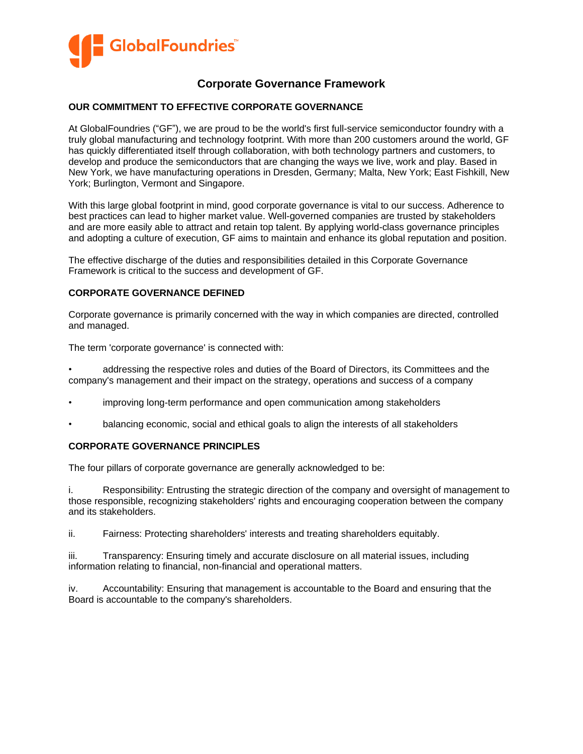# Corporate Governance Framework

## OUR COMMITMENT TO EFFECTIVE CORPORATE GOVERNANCE

At GlobalFoundries ("GF"), we are proud to be the world's first full-service semiconductor foundry with a truly global manufacturing and technology footprint. With more than 200 customers around the world, GF has quickly differentiated itself through collaboration, with both technology partners and customers, to develop and produce the semiconductors that are changing the ways we live, work and play. Based in New York, we have manufacturing operations in Dresden, Germany; Malta, New York; East Fishkill, New York; Burlington, Vermont and Singapore.

With this large global footprint in mind, good corporate governance is vital to our success. Adherence to best practices can lead to higher market value. Well-governed companies are trusted by stakeholders and are more easily able to attract and retain top talent. By applying world-class governance principles and adopting a culture of execution, GF aims to maintain and enhance its global reputation and position.

The effective discharge of the duties and responsibilities detailed in this Corporate Governance Framework is critical to the success and development of GF.

## CORPORATE GOVERNANCE DEFINED

Corporate governance is primarily concerned with the way in which companies are directed, controlled and managed.

The term 'corporate governance' is connected with:

- addressing the respective roles and duties of the Board of Directors, its Committees and the company's management and their impact on the strategy, operations and success of a company
- improving long-term performance and open communication among stakeholders
- balancing economic, social and ethical goals to align the interests of all stakeholders

## CORPORATE GOVERNANCE PRINCIPLES

The four pillars of corporate governance are generally acknowledged to be:

i. Responsibility: Entrusting the strategic direction of the company and oversight of management to those responsible, recognizing stakeholders' rights and encouraging cooperation between the company and its stakeholders.

ii. Fairness: Protecting shareholders' interests and treating shareholders equitably.

iii. Transparency: Ensuring timely and accurate disclosure on all material issues, including information relating to financial, non-financial and operational matters.

iv. Accountability: Ensuring that management is accountable to the Board and ensuring that the Board is accountable to the company's shareholders.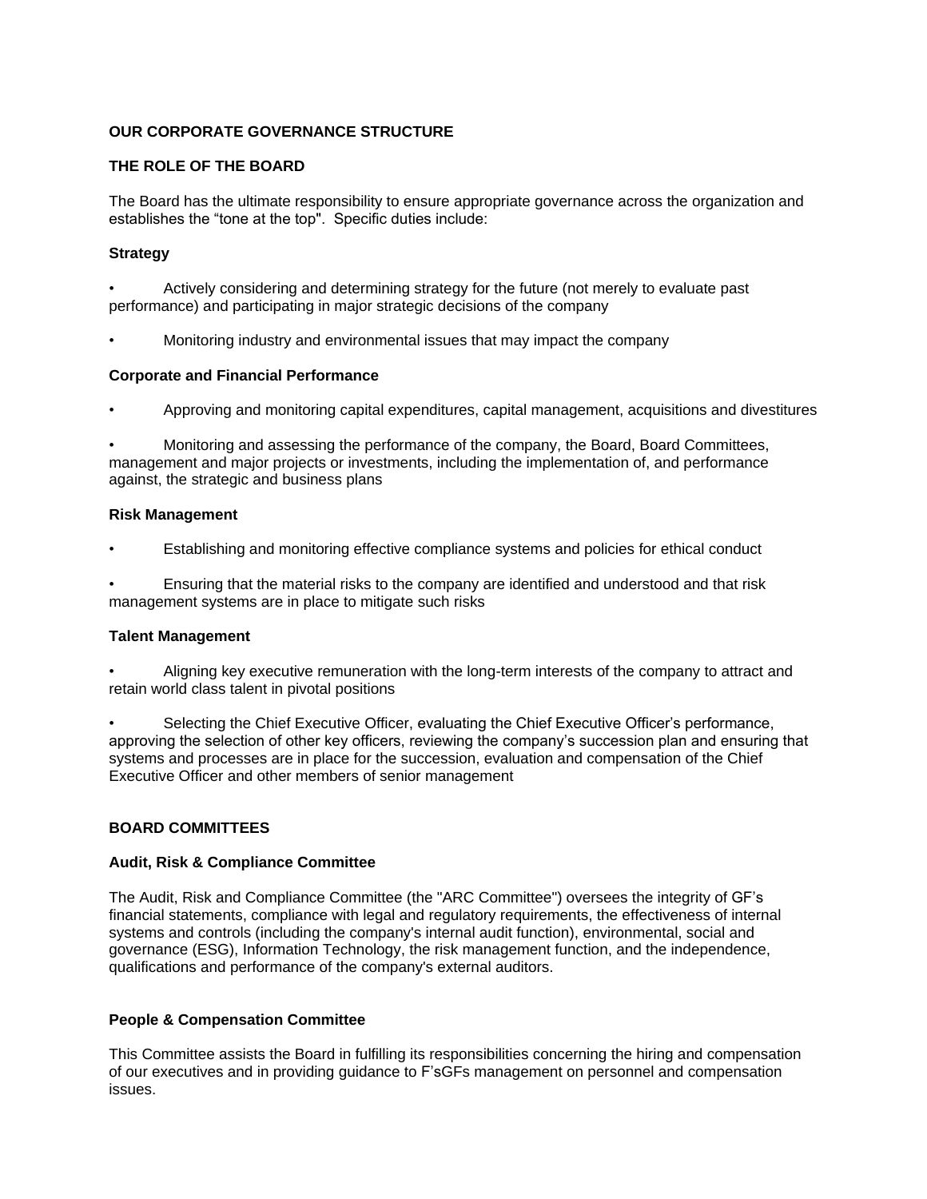## OUR CORPORATE GOVERNANCE STRUCTURE

### THE ROLE OF THE BOARD

The Board has the ultimate responsibility to ensure appropriate governance across the organization and establishes the "tone at the top". Specific duties include:

#### Strategy

- Actively considering and determining strategy for the future (not merely to evaluate past performance) and participating in major strategic decisions of the company
- Monitoring industry and environmental issues that may impact the company

#### Corporate and Financial Performance

- Approving and monitoring capital expenditures, capital management, acquisitions and divestitures
- Monitoring and assessing the performance of the company, the Board, Board Committees, management and major projects or investments, including the implementation of, and performance against, the strategic and business plans

#### Risk Management

- Establishing and monitoring effective compliance systems and policies for ethical conduct
- Ensuring that the material risks to the company are identified and understood and that risk management systems are in place to mitigate such risks

#### Talent Management

- Aligning key executive remuneration with the long-term interests of the company to attract and retain world class talent in pivotal positions
- Selecting the Chief Executive Officer, evaluating the Chief Executive Officer's performance, approving the selection of other key officers, reviewing the company's succession plan and ensuring that systems and processes are in place for the succession, evaluation and compensation of the Chief Executive Officer and other members of senior management

### BOARD COMMITTEES

#### Audit, Risk & Compliance Committee

The Audit, Risk and Compliance Committee (the "ARC Committee") oversees the integrity of GF's financial statements, compliance with legal and regulatory requirements, the effectiveness of internal systems and controls (including the company's internal audit function), environmental, social and governance (ESG), Information Technology, the risk management function, and the independence, qualifications and performance of the company's external auditors.

#### People & Compensation Committee

This Committee assists the Board in fulfilling its responsibilities concerning the hiring and compensation of our executives and in providing guidance to F'sGFs management on personnel and compensation issues.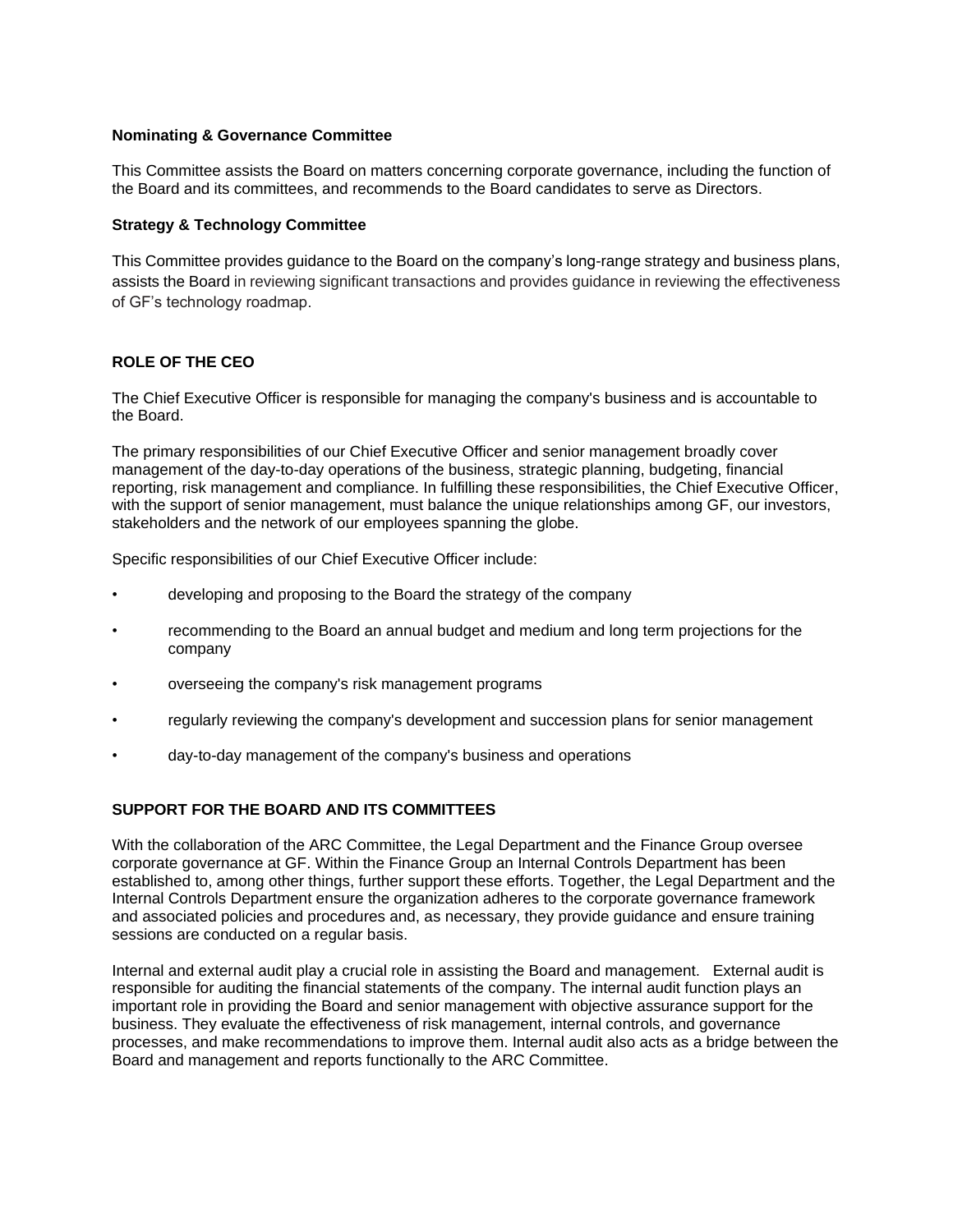### Nominating & Governance Committee

This Committee assists the Board on matters concerning corporate governance, including the function of the Board and its committees, and recommends to the Board candidates to serve as Directors.

### Strategy & Technology Committee

This Committee provides guidance to the Board on the company's long-range strategy and business plans, assists the Board in reviewing significant transactions and provides guidance in reviewing the effectiveness of GF's technology roadmap.

## ROLE OF THE CEO

The Chief Executive Officer is responsible for managing the company's business and is accountable to the Board.

The primary responsibilities of our Chief Executive Officer and senior management broadly cover management of the day-to-day operations of the business, strategic planning, budgeting, financial reporting, risk management and compliance. In fulfilling these responsibilities, the Chief Executive Officer, with the support of senior management, must balance the unique relationships among GF, our investors, stakeholders and the network of our employees spanning the globe.

Specific responsibilities of our Chief Executive Officer include:

- developing and proposing to the Board the strategy of the company
- recommending to the Board an annual budget and medium and long term projections for the company
- overseeing the company's risk management programs
- regularly reviewing the company's development and succession plans for senior management
- day-to-day management of the company's business and operations

## SUPPORT FOR THE BOARD AND ITS COMMITTEES

With the collaboration of the ARC Committee, the Legal Department and the Finance Group oversee corporate governance at GF. Within the Finance Group an Internal Controls Department has been established to, among other things, further support these efforts. Together, the Legal Department and the Internal Controls Department ensure the organization adheres to the corporate governance framework and associated policies and procedures and, as necessary, they provide guidance and ensure training sessions are conducted on a regular basis.

Internal and external audit play a crucial role in assisting the Board and management. External audit is responsible for auditing the financial statements of the company. The internal audit function plays an important role in providing the Board and senior management with objective assurance support for the business. They evaluate the effectiveness of risk management, internal controls, and governance processes, and make recommendations to improve them. Internal audit also acts as a bridge between the Board and management and reports functionally to the ARC Committee.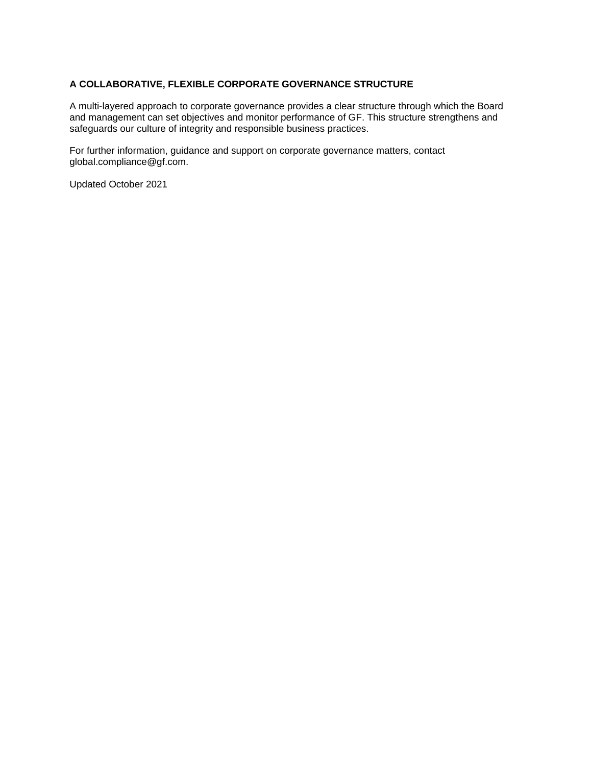**A COLLABORATIVE, FLEXIBLE CORPORATE GOVERNANCE STRUCTURE**

A multi-layered approach to corporate governance provides a clear structure through which the Board and management can set objectives and monitor performance of GF. This structure strengthens and safeguards our culture of integrity and responsible business practices.

For further information, guidance and support on corporate governance matters, contact global.compliance@gf.com.

Updated October 2021